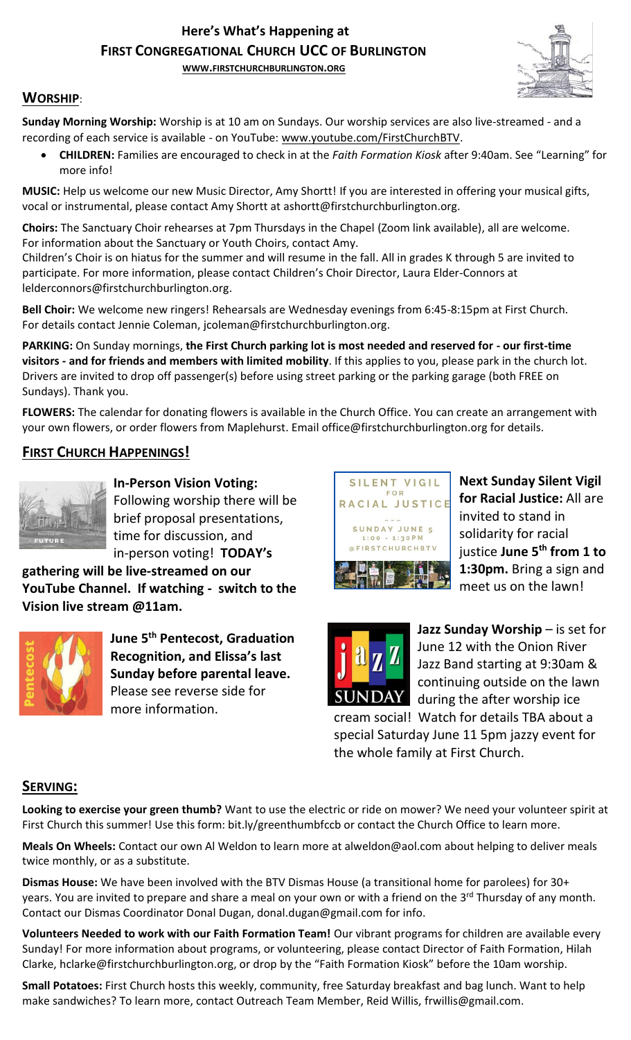# Here's What's Happening at FIRST CONGREGATIONAL CHURCH UCC OF BURLINGTON

**WWW.FIRSTCHURCHBURLINGTON.ORG**

## WORSHIP:

**Sunday Morning Worship:** Worship is at 10 am on Sundays. Our worship services are also live-streamed - and a recording of each service is available - on YouTube: www.youtube.com/FirstChurchBTV.

- **CHILDREN:** Families are encouraged to check in at the *Faith Formation Kiosk* after 9:40am. See "Learning" for more info!

**MUSIC:** Help us welcome our new Music Director, Amy Shortt! If you are interested in offering your musical gifts, vocal or instrumental, please contact Amy Shortt at ashortt@firstchurchburlington.org.

**Choirs:** The Sanctuary Choir rehearses at 7pm Thursdays in the Chapel (Zoom link available), all are welcome. For information about the Sanctuary or Youth Choirs, contact Amy.
Children's Choir is on hiatus for the summer and will resume in the fall. All in grades K through 5 are invited to participate. For more information, please contact Children's Choir Director, Laura Elder-Connors at lelderconnors@firstchurchburlington.org.

**Bell Choir:** We welcome new ringers! Rehearsals are Wednesday evenings from 6:45-8:15pm at First Church. For details contact Jennie Coleman, jcoleman@firstchurchburlington.org.

**PARKING:** On Sunday mornings, **the First Church parking lot is most needed and reserved for - our first-time visitors - and for friends and members with limited mobility**. If this applies to you, please park in the church lot. Drivers are invited to drop off passenger(s) before using street parking or the parking garage (both FREE on Sundays). Thank you.

**FLOWERS:** The calendar for donating flowers is available in the Church Office. You can create an arrangement with your own flowers, or order flowers from Maplehurst. Email office@firstchurchburlington.org for details.

## FIRST CHURCH HAPPENINGS!

**In-Person Vision Voting:** Following worship there will be brief proposal presentations, time for discussion, and in-person voting! **TODAY's gathering will be live-streamed on our YouTube Channel. If watching - switch to the Vision live stream @11am.**

**June 5th Pentecost, Graduation Recognition, and Elissa's last Sunday before parental leave.** Please see reverse side for more information.

SILENT VIGIL FOR RACIAL JUSTICE — SUNDAY JUNE 5 1:00 - 1:30PM @FIRSTCHURCHBTV

**Next Sunday Silent Vigil for Racial Justice:** All are invited to stand in solidarity for racial justice **June 5th from 1 to 1:30pm.** Bring a sign and meet us on the lawn!

**Jazz Sunday Worship** – is set for June 12 with the Onion River Jazz Band starting at 9:30am & continuing outside on the lawn during the after worship ice cream social! Watch for details TBA about a special Saturday June 11 5pm jazzy event for the whole family at First Church.

## SERVING:

**Looking to exercise your green thumb?** Want to use the electric or ride on mower? We need your volunteer spirit at First Church this summer! Use this form: bit.ly/greenthumbfccb or contact the Church Office to learn more.

**Meals On Wheels:** Contact our own Al Weldon to learn more at alweldon@aol.com about helping to deliver meals twice monthly, or as a substitute.

**Dismas House:** We have been involved with the BTV Dismas House (a transitional home for parolees) for 30+ years. You are invited to prepare and share a meal on your own or with a friend on the 3rd Thursday of any month. Contact our Dismas Coordinator Donal Dugan, donal.dugan@gmail.com for info.

**Volunteers Needed to work with our Faith Formation Team!** Our vibrant programs for children are available every Sunday! For more information about programs, or volunteering, please contact Director of Faith Formation, Hilah Clarke, hclarke@firstchurchburlington.org, or drop by the "Faith Formation Kiosk" before the 10am worship.

**Small Potatoes:** First Church hosts this weekly, community, free Saturday breakfast and bag lunch. Want to help make sandwiches? To learn more, contact Outreach Team Member, Reid Willis, frwillis@gmail.com.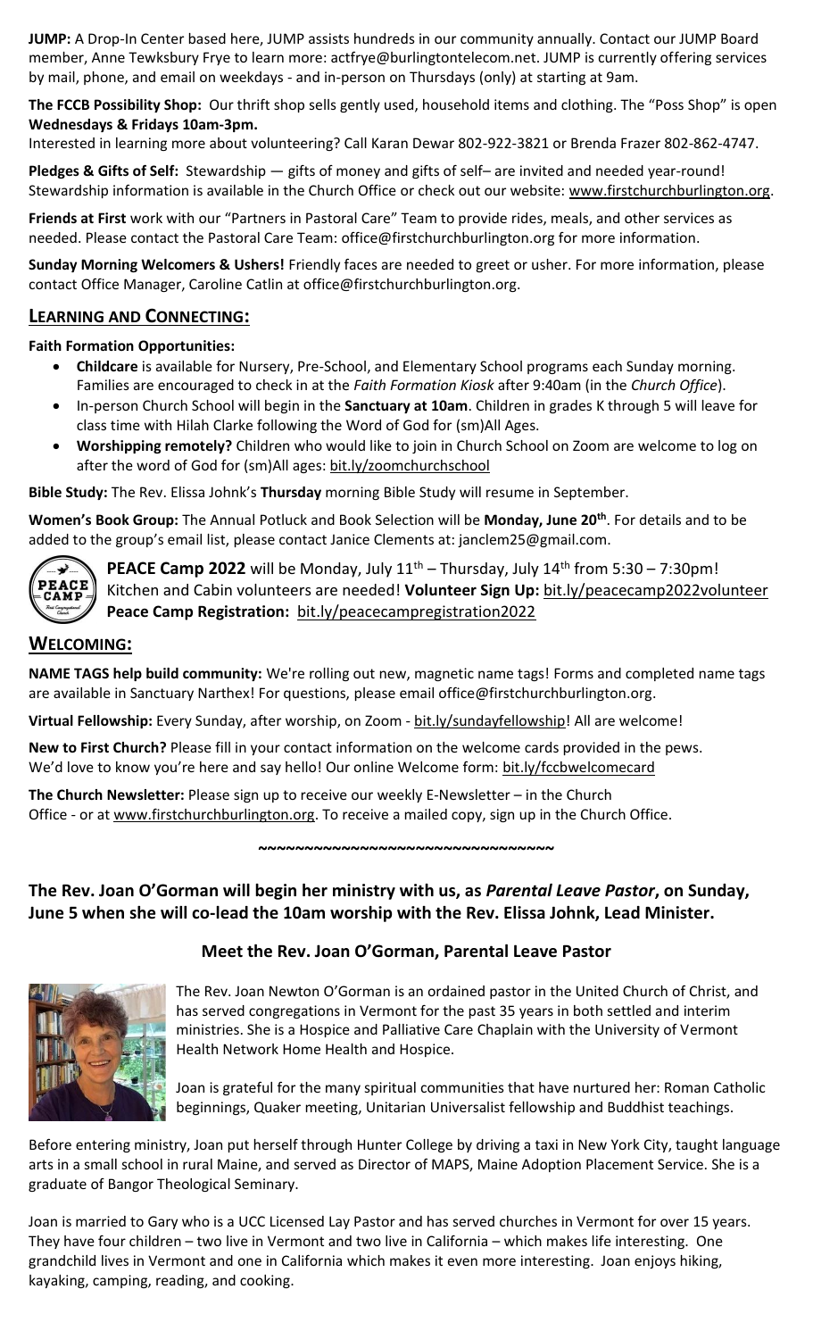**JUMP:** A Drop-In Center based here, JUMP assists hundreds in our community annually. Contact our JUMP Board member, Anne Tewksbury Frye to learn more: actfrye@burlingtontelecom.net. JUMP is currently offering services by mail, phone, and email on weekdays - and in-person on Thursdays (only) at starting at 9am.

**The FCCB Possibility Shop:** Our thrift shop sells gently used, household items and clothing. The "Poss Shop" is open **Wednesdays & Fridays 10am-3pm.**

Interested in learning more about volunteering? Call Karan Dewar 802-922-3821 or Brenda Frazer 802-862-4747.

**Pledges & Gifts of Self:** Stewardship — gifts of money and gifts of self– are invited and needed year-round! Stewardship information is available in the Church Office or check out our website: www.firstchurchburlington.org.

**Friends at First** work with our "Partners in Pastoral Care" Team to provide rides, meals, and other services as needed. Please contact the Pastoral Care Team: office@firstchurchburlington.org for more information.

**Sunday Morning Welcomers & Ushers!** Friendly faces are needed to greet or usher. For more information, please contact Office Manager, Caroline Catlin at office@firstchurchburlington.org.

## LEARNING AND CONNECTING:

**Faith Formation Opportunities:**

- **Childcare** is available for Nursery, Pre-School, and Elementary School programs each Sunday morning. Families are encouraged to check in at the *Faith Formation Kiosk* after 9:40am (in the *Church Office*).
- In-person Church School will begin in the **Sanctuary at 10am**. Children in grades K through 5 will leave for class time with Hilah Clarke following the Word of God for (sm)All Ages.
- **Worshipping remotely?** Children who would like to join in Church School on Zoom are welcome to log on after the word of God for (sm)All ages: bit.ly/zoomchurchschool

**Bible Study:** The Rev. Elissa Johnk's **Thursday** morning Bible Study will resume in September.

**Women's Book Group:** The Annual Potluck and Book Selection will be **Monday, June 20th**. For details and to be added to the group's email list, please contact Janice Clements at: janclem25@gmail.com.

**PEACE Camp 2022** will be Monday, July 11th – Thursday, July 14th from 5:30 – 7:30pm! Kitchen and Cabin volunteers are needed! **Volunteer Sign Up:** bit.ly/peacecamp2022volunteer
**Peace Camp Registration:** bit.ly/peacecampregistration2022

## WELCOMING:

**NAME TAGS help build community:** We're rolling out new, magnetic name tags! Forms and completed name tags are available in Sanctuary Narthex! For questions, please email office@firstchurchburlington.org.

**Virtual Fellowship:** Every Sunday, after worship, on Zoom - bit.ly/sundayfellowship! All are welcome!

**New to First Church?** Please fill in your contact information on the welcome cards provided in the pews. We'd love to know you're here and say hello! Our online Welcome form: bit.ly/fccbwelcomecard

**The Church Newsletter:** Please sign up to receive our weekly E-Newsletter – in the Church Office - or at www.firstchurchburlington.org. To receive a mailed copy, sign up in the Church Office.

~~~~~~~~~~~~~~~~~~~~~~~~~~~~~~~~

**The Rev. Joan O'Gorman will begin her ministry with us, as *Parental Leave Pastor*, on Sunday, June 5 when she will co-lead the 10am worship with the Rev. Elissa Johnk, Lead Minister.**

### Meet the Rev. Joan O'Gorman, Parental Leave Pastor

The Rev. Joan Newton O'Gorman is an ordained pastor in the United Church of Christ, and has served congregations in Vermont for the past 35 years in both settled and interim ministries. She is a Hospice and Palliative Care Chaplain with the University of Vermont Health Network Home Health and Hospice.

Joan is grateful for the many spiritual communities that have nurtured her: Roman Catholic beginnings, Quaker meeting, Unitarian Universalist fellowship and Buddhist teachings.

Before entering ministry, Joan put herself through Hunter College by driving a taxi in New York City, taught language arts in a small school in rural Maine, and served as Director of MAPS, Maine Adoption Placement Service. She is a graduate of Bangor Theological Seminary.

Joan is married to Gary who is a UCC Licensed Lay Pastor and has served churches in Vermont for over 15 years. They have four children – two live in Vermont and two live in California – which makes life interesting. One grandchild lives in Vermont and one in California which makes it even more interesting. Joan enjoys hiking, kayaking, camping, reading, and cooking.